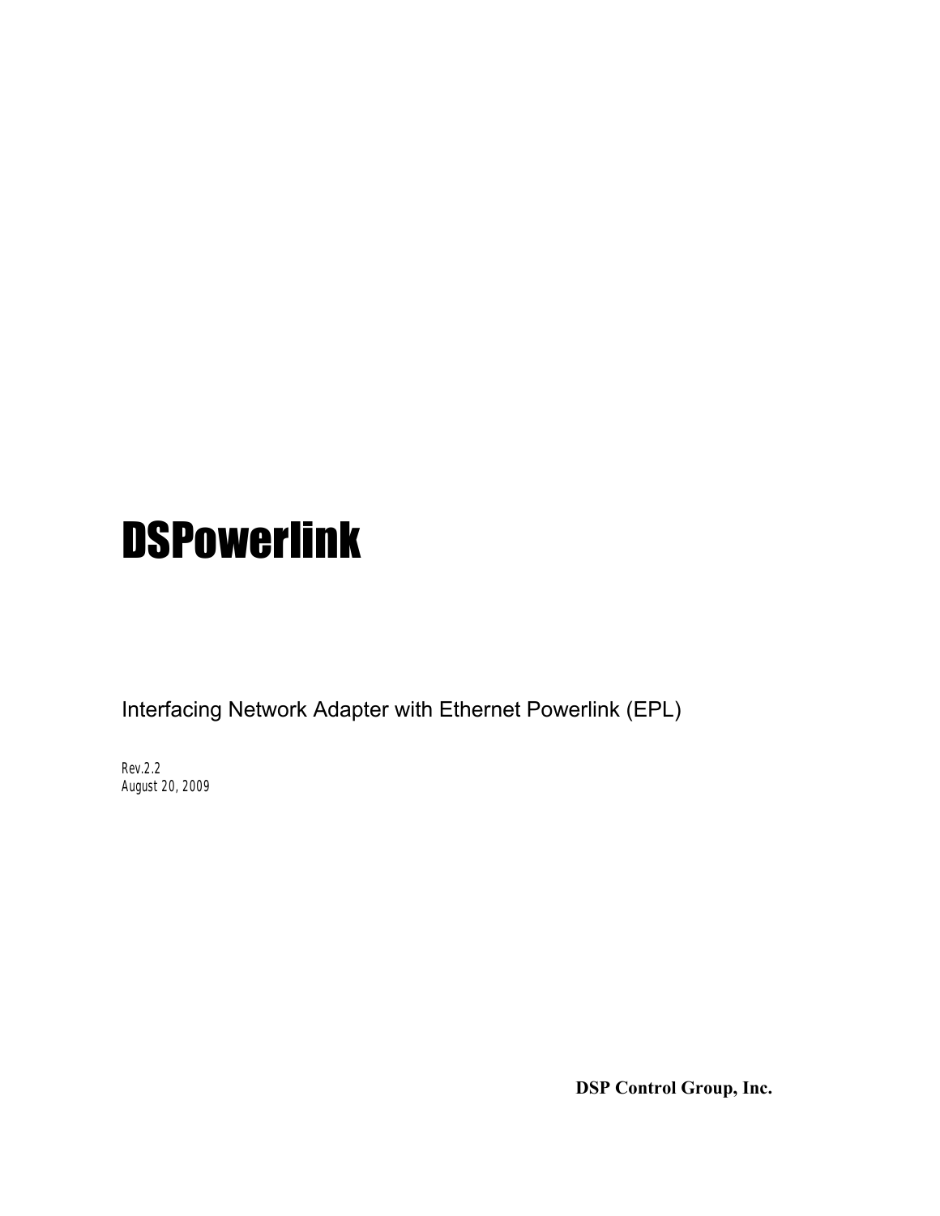# DSPowerlink

Interfacing Network Adapter with Ethernet Powerlink (EPL)

Rev.2.2
August 20, 2009

**DSP Control Group, Inc.**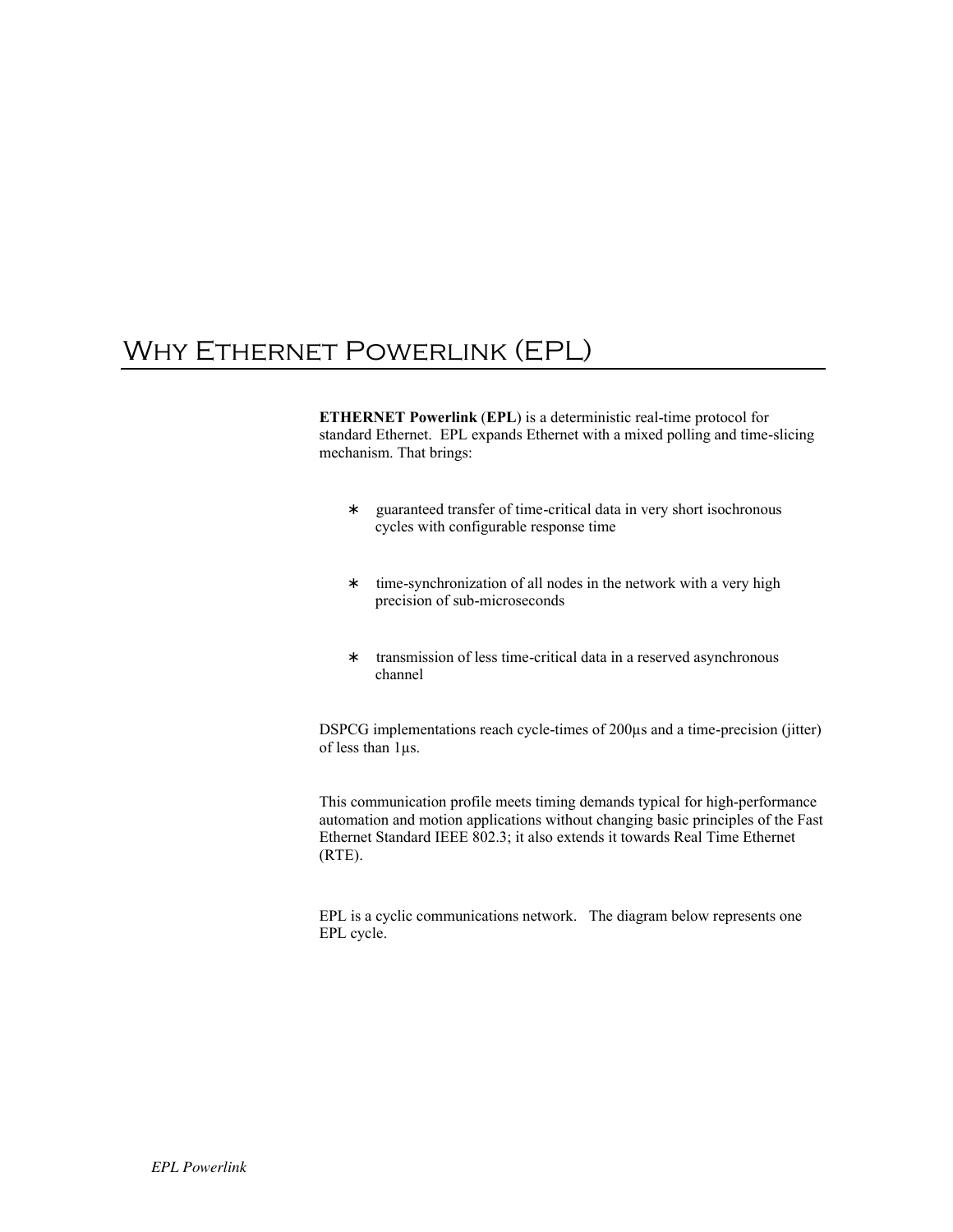# Why Ethernet Powerlink (EPL)

**ETHERNET Powerlink** (**EPL**) is a deterministic real-time protocol for standard Ethernet. EPL expands Ethernet with a mixed polling and time-slicing mechanism. That brings:

- guaranteed transfer of time-critical data in very short isochronous cycles with configurable response time
- time-synchronization of all nodes in the network with a very high precision of sub-microseconds
- transmission of less time-critical data in a reserved asynchronous channel

DSPCG implementations reach cycle-times of 200µs and a time-precision (jitter) of less than 1µs.

This communication profile meets timing demands typical for high-performance automation and motion applications without changing basic principles of the Fast Ethernet Standard IEEE 802.3; it also extends it towards Real Time Ethernet (RTE).

EPL is a cyclic communications network. The diagram below represents one EPL cycle.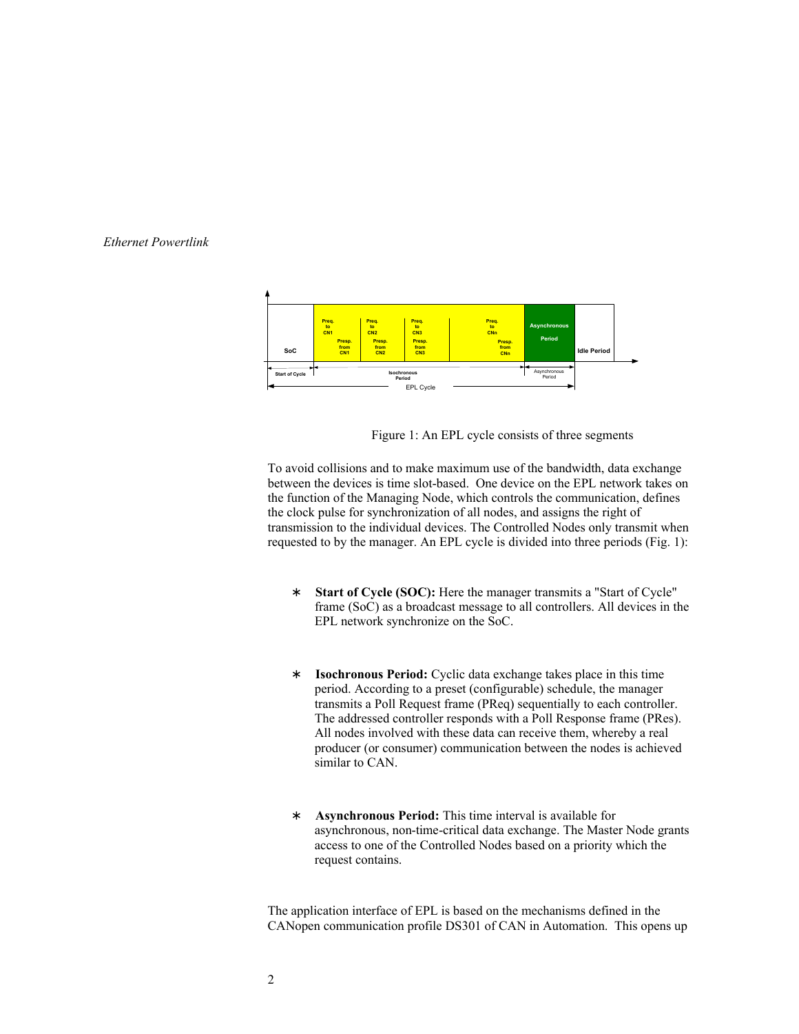Figure 1: An EPL cycle consists of three segments

To avoid collisions and to make maximum use of the bandwidth, data exchange between the devices is time slot-based. One device on the EPL network takes on the function of the Managing Node, which controls the communication, defines the clock pulse for synchronization of all nodes, and assigns the right of transmission to the individual devices. The Controlled Nodes only transmit when requested to by the manager. An EPL cycle is divided into three periods (Fig. 1):

- **Start of Cycle (SOC):** Here the manager transmits a "Start of Cycle" frame (SoC) as a broadcast message to all controllers. All devices in the EPL network synchronize on the SoC.

- **Isochronous Period:** Cyclic data exchange takes place in this time period. According to a preset (configurable) schedule, the manager transmits a Poll Request frame (PReq) sequentially to each controller. The addressed controller responds with a Poll Response frame (PRes). All nodes involved with these data can receive them, whereby a real producer (or consumer) communication between the nodes is achieved similar to CAN.

- **Asynchronous Period:** This time interval is available for asynchronous, non-time-critical data exchange. The Master Node grants access to one of the Controlled Nodes based on a priority which the request contains.

The application interface of EPL is based on the mechanisms defined in the CANopen communication profile DS301 of CAN in Automation. This opens up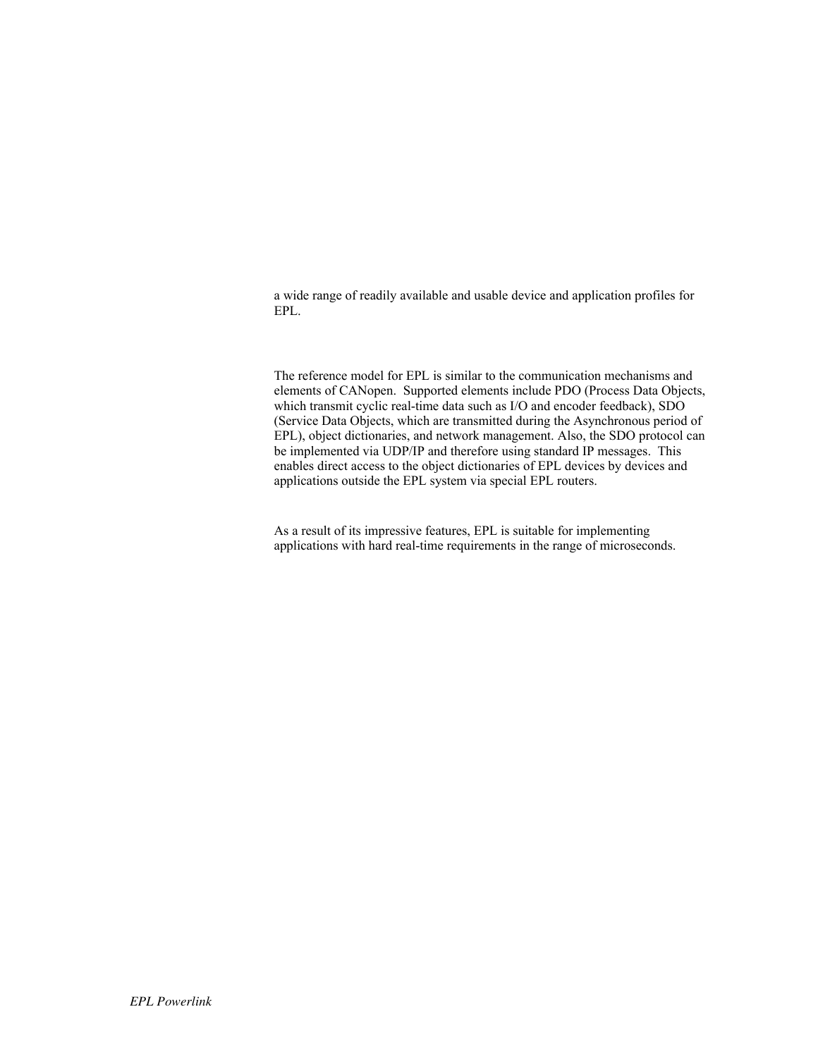a wide range of readily available and usable device and application profiles for EPL.

The reference model for EPL is similar to the communication mechanisms and elements of CANopen. Supported elements include PDO (Process Data Objects, which transmit cyclic real-time data such as I/O and encoder feedback), SDO (Service Data Objects, which are transmitted during the Asynchronous period of EPL), object dictionaries, and network management. Also, the SDO protocol can be implemented via UDP/IP and therefore using standard IP messages. This enables direct access to the object dictionaries of EPL devices by devices and applications outside the EPL system via special EPL routers.

As a result of its impressive features, EPL is suitable for implementing applications with hard real-time requirements in the range of microseconds.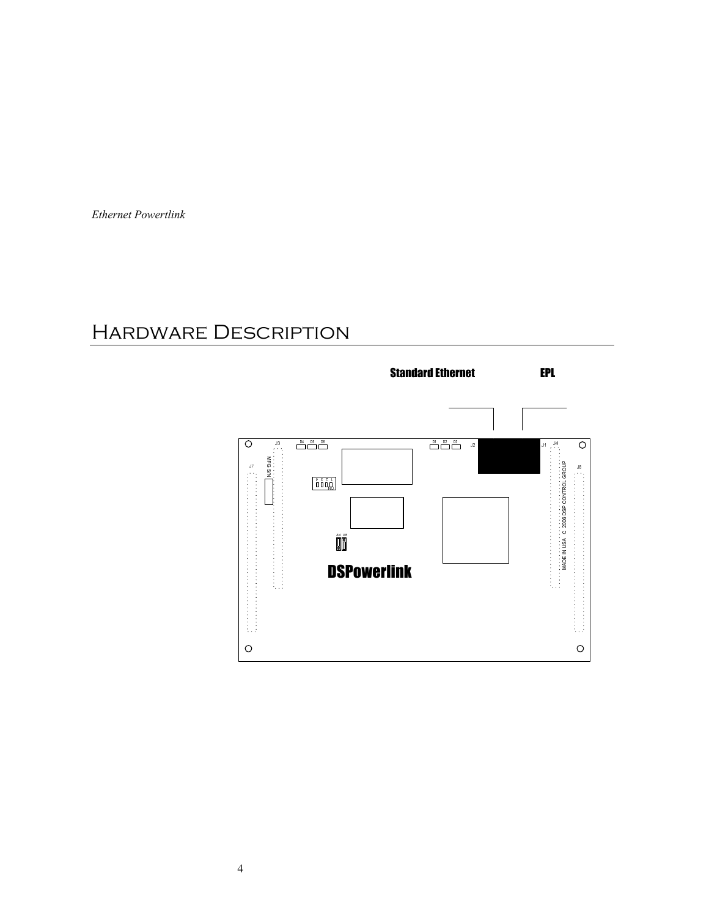# Hardware Description

Standard Ethernet

EPL

DSPowerlink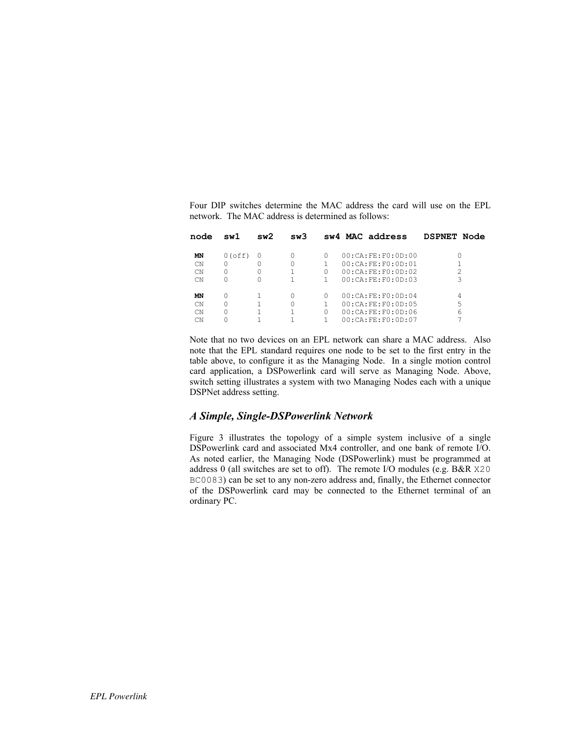Four DIP switches determine the MAC address the card will use on the EPL network. The MAC address is determined as follows:

| node | sw1 | sw2 | sw3 | sw4 | MAC address | DSPNET Node |
|---|---|---|---|---|---|---|
| **MN** | 0(off) | 0 | 0 | 0 | 00:CA:FE:F0:0D:00 | 0 |
| CN | 0 | 0 | 0 | 1 | 00:CA:FE:F0:0D:01 | 1 |
| CN | 0 | 0 | 1 | 0 | 00:CA:FE:F0:0D:02 | 2 |
| CN | 0 | 0 | 1 | 1 | 00:CA:FE:F0:0D:03 | 3 |
| **MN** | 0 | 1 | 0 | 0 | 00:CA:FE:F0:0D:04 | 4 |
| CN | 0 | 1 | 0 | 1 | 00:CA:FE:F0:0D:05 | 5 |
| CN | 0 | 1 | 1 | 0 | 00:CA:FE:F0:0D:06 | 6 |
| CN | 0 | 1 | 1 | 1 | 00:CA:FE:F0:0D:07 | 7 |

Note that no two devices on an EPL network can share a MAC address. Also note that the EPL standard requires one node to be set to the first entry in the table above, to configure it as the Managing Node. In a single motion control card application, a DSPowerlink card will serve as Managing Node. Above, switch setting illustrates a system with two Managing Nodes each with a unique DSPNet address setting.

### *A Simple, Single-DSPowerlink Network*

Figure 3 illustrates the topology of a simple system inclusive of a single DSPowerlink card and associated Mx4 controller, and one bank of remote I/O. As noted earlier, the Managing Node (DSPowerlink) must be programmed at address 0 (all switches are set to off). The remote I/O modules (e.g. B&R `X20 BC0083`) can be set to any non-zero address and, finally, the Ethernet connector of the DSPowerlink card may be connected to the Ethernet terminal of an ordinary PC.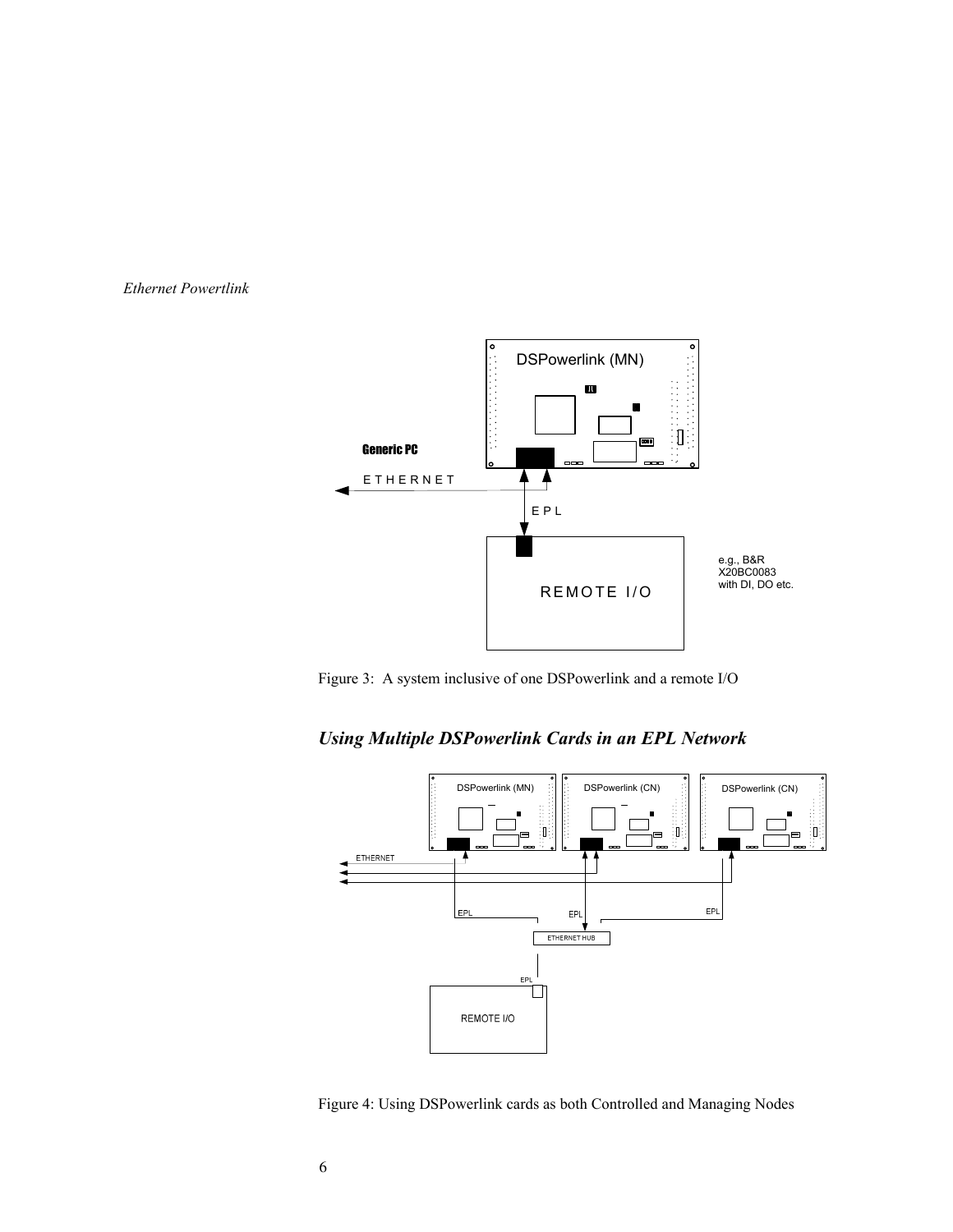Figure 3: A system inclusive of one DSPowerlink and a remote I/O

## *Using Multiple DSPowerlink Cards in an EPL Network*

Figure 4: Using DSPowerlink cards as both Controlled and Managing Nodes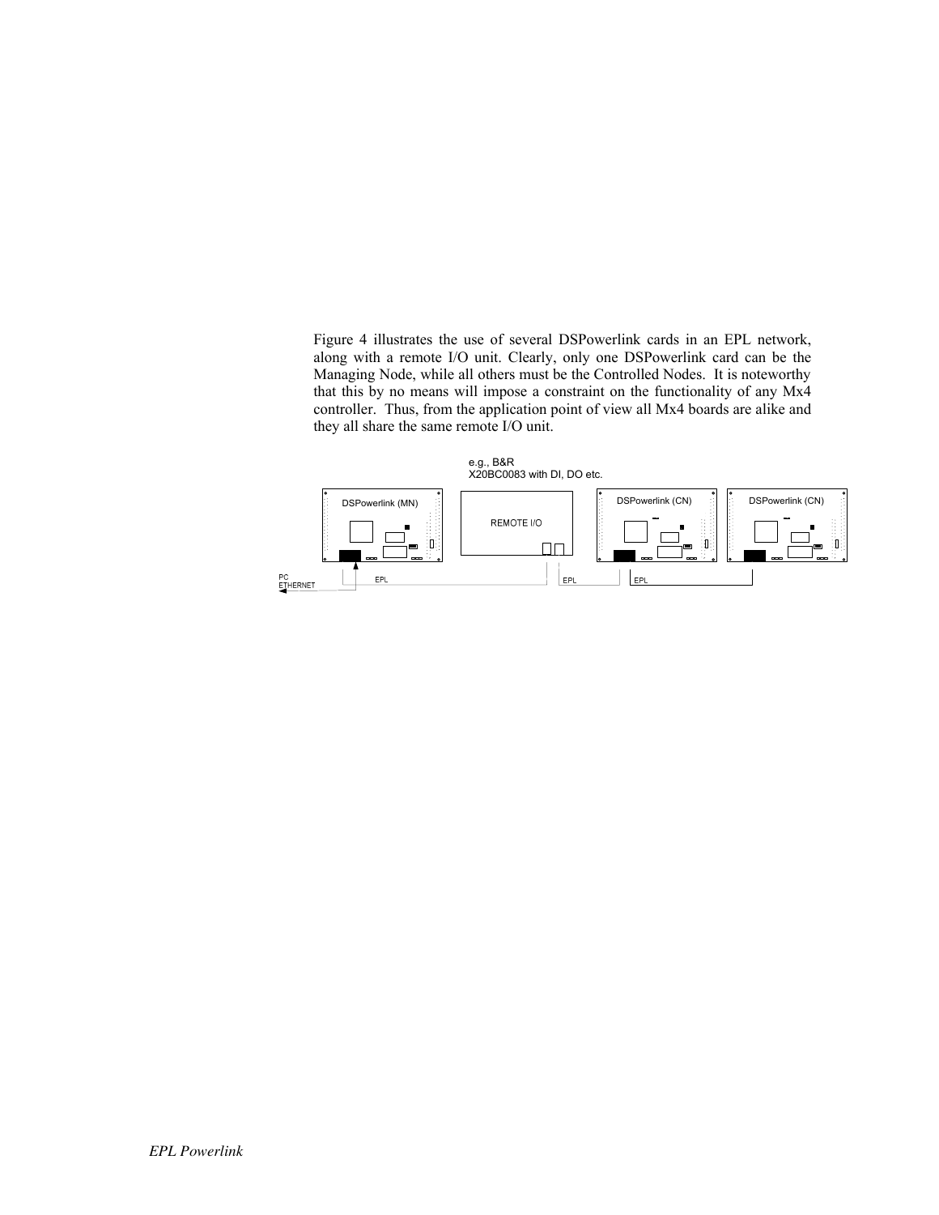Figure 4 illustrates the use of several DSPowerlink cards in an EPL network, along with a remote I/O unit. Clearly, only one DSPowerlink card can be the Managing Node, while all others must be the Controlled Nodes. It is noteworthy that this by no means will impose a constraint on the functionality of any Mx4 controller. Thus, from the application point of view all Mx4 boards are alike and they all share the same remote I/O unit.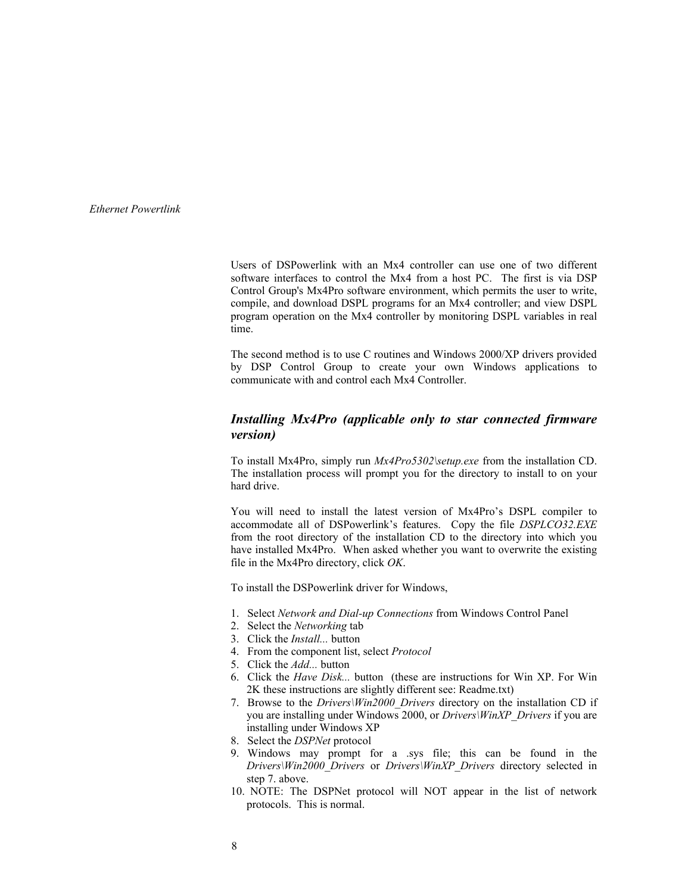Users of DSPowerlink with an Mx4 controller can use one of two different software interfaces to control the Mx4 from a host PC. The first is via DSP Control Group's Mx4Pro software environment, which permits the user to write, compile, and download DSPL programs for an Mx4 controller; and view DSPL program operation on the Mx4 controller by monitoring DSPL variables in real time.

The second method is to use C routines and Windows 2000/XP drivers provided by DSP Control Group to create your own Windows applications to communicate with and control each Mx4 Controller.

### *Installing Mx4Pro (applicable only to star connected firmware version)*

To install Mx4Pro, simply run *Mx4Pro5302\setup.exe* from the installation CD. The installation process will prompt you for the directory to install to on your hard drive.

You will need to install the latest version of Mx4Pro's DSPL compiler to accommodate all of DSPowerlink's features. Copy the file *DSPLCO32.EXE* from the root directory of the installation CD to the directory into which you have installed Mx4Pro. When asked whether you want to overwrite the existing file in the Mx4Pro directory, click *OK*.

To install the DSPowerlink driver for Windows,

1. Select *Network and Dial-up Connections* from Windows Control Panel
2. Select the *Networking* tab
3. Click the *Install...* button
4. From the component list, select *Protocol*
5. Click the *Add...* button
6. Click the *Have Disk...* button (these are instructions for Win XP. For Win 2K these instructions are slightly different see: Readme.txt)
7. Browse to the *Drivers\Win2000_Drivers* directory on the installation CD if you are installing under Windows 2000, or *Drivers\WinXP_Drivers* if you are installing under Windows XP
8. Select the *DSPNet* protocol
9. Windows may prompt for a .sys file; this can be found in the *Drivers\Win2000_Drivers* or *Drivers\WinXP_Drivers* directory selected in step 7. above.
10. NOTE: The DSPNet protocol will NOT appear in the list of network protocols. This is normal.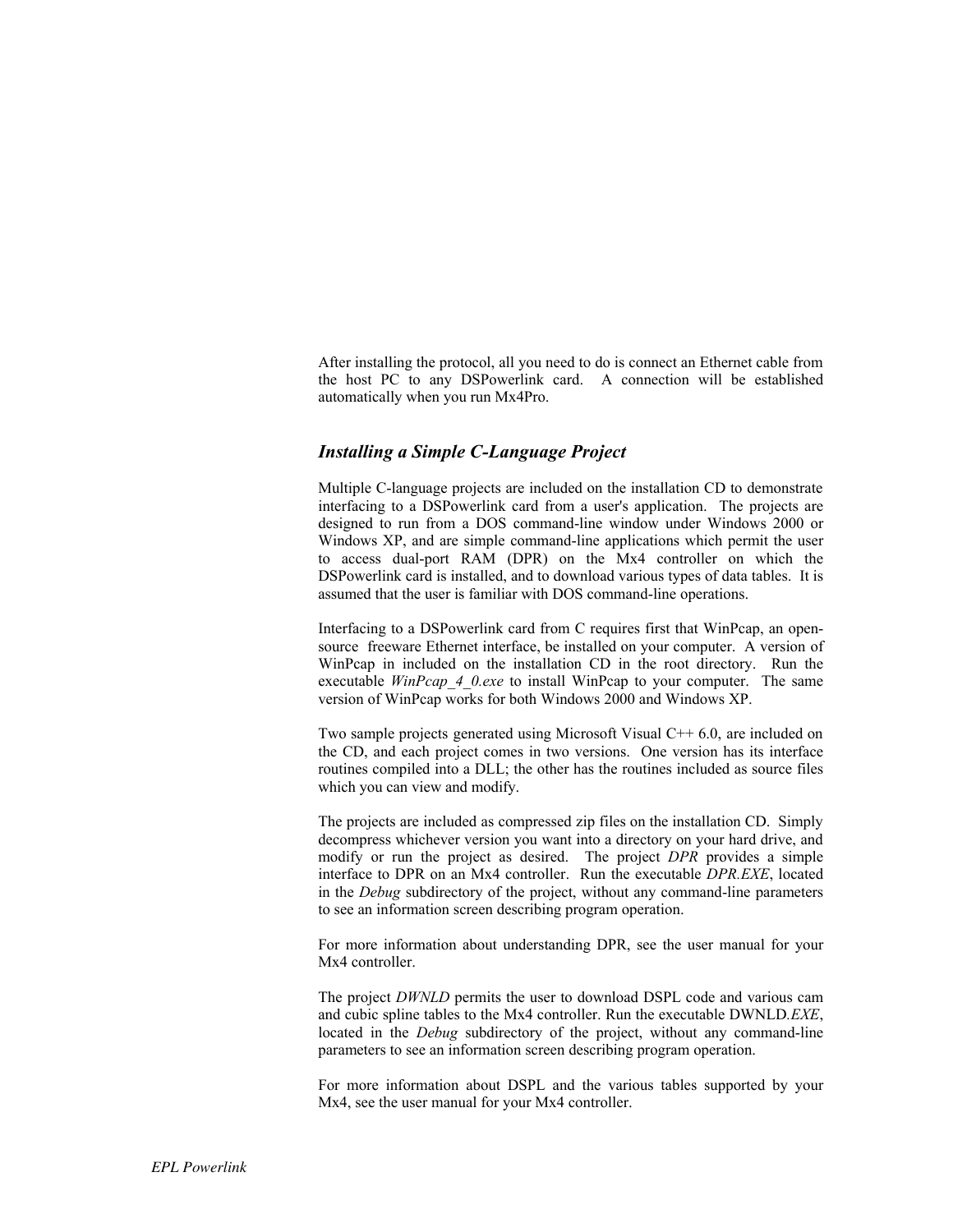After installing the protocol, all you need to do is connect an Ethernet cable from the host PC to any DSPowerlink card. A connection will be established automatically when you run Mx4Pro.

### *Installing a Simple C-Language Project*

Multiple C-language projects are included on the installation CD to demonstrate interfacing to a DSPowerlink card from a user's application. The projects are designed to run from a DOS command-line window under Windows 2000 or Windows XP, and are simple command-line applications which permit the user to access dual-port RAM (DPR) on the Mx4 controller on which the DSPowerlink card is installed, and to download various types of data tables. It is assumed that the user is familiar with DOS command-line operations.

Interfacing to a DSPowerlink card from C requires first that WinPcap, an open-source freeware Ethernet interface, be installed on your computer. A version of WinPcap in included on the installation CD in the root directory. Run the executable *WinPcap_4_0.exe* to install WinPcap to your computer. The same version of WinPcap works for both Windows 2000 and Windows XP.

Two sample projects generated using Microsoft Visual C++ 6.0, are included on the CD, and each project comes in two versions. One version has its interface routines compiled into a DLL; the other has the routines included as source files which you can view and modify.

The projects are included as compressed zip files on the installation CD. Simply decompress whichever version you want into a directory on your hard drive, and modify or run the project as desired. The project *DPR* provides a simple interface to DPR on an Mx4 controller. Run the executable *DPR.EXE*, located in the *Debug* subdirectory of the project, without any command-line parameters to see an information screen describing program operation.

For more information about understanding DPR, see the user manual for your Mx4 controller.

The project *DWNLD* permits the user to download DSPL code and various cam and cubic spline tables to the Mx4 controller. Run the executable DWNLD*.EXE*, located in the *Debug* subdirectory of the project, without any command-line parameters to see an information screen describing program operation.

For more information about DSPL and the various tables supported by your Mx4, see the user manual for your Mx4 controller.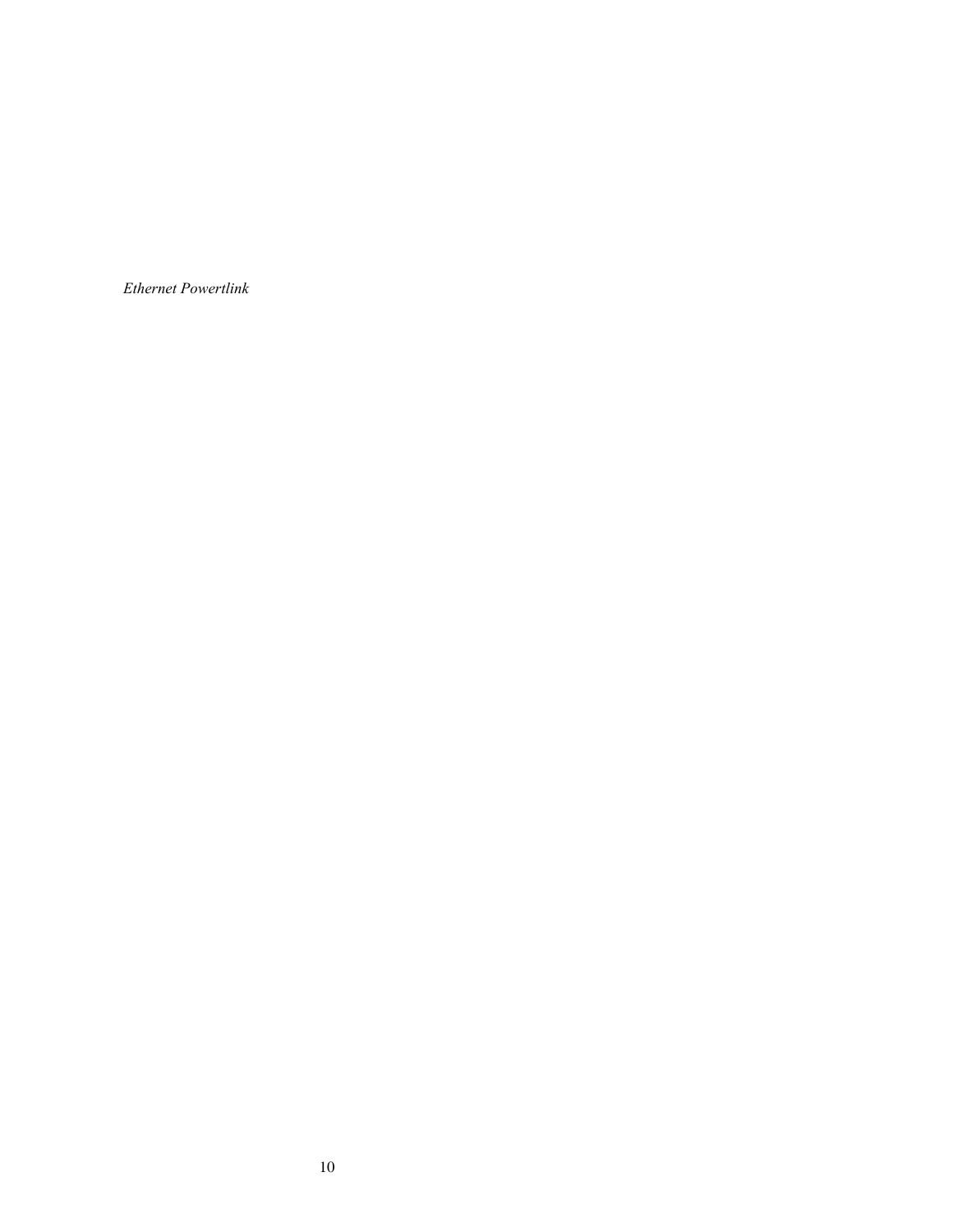*Ethernet Powertlink*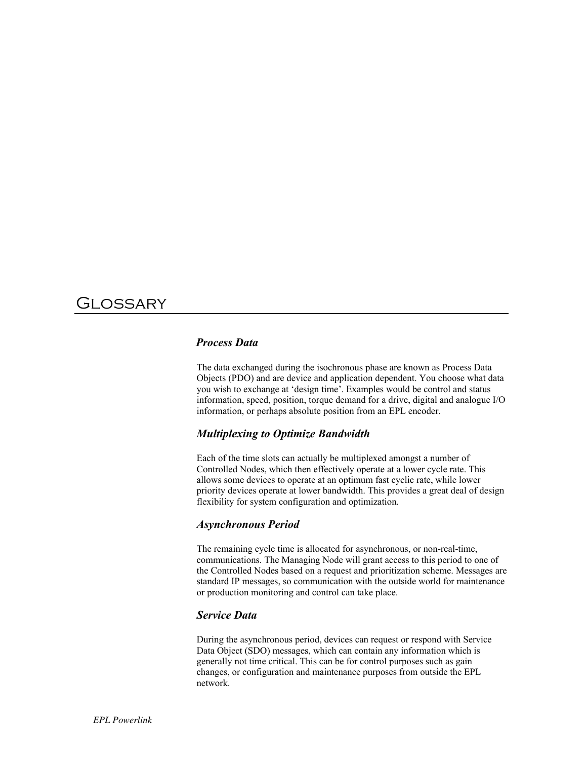# Glossary

### *Process Data*

The data exchanged during the isochronous phase are known as Process Data Objects (PDO) and are device and application dependent. You choose what data you wish to exchange at 'design time'. Examples would be control and status information, speed, position, torque demand for a drive, digital and analogue I/O information, or perhaps absolute position from an EPL encoder.

### *Multiplexing to Optimize Bandwidth*

Each of the time slots can actually be multiplexed amongst a number of Controlled Nodes, which then effectively operate at a lower cycle rate. This allows some devices to operate at an optimum fast cyclic rate, while lower priority devices operate at lower bandwidth. This provides a great deal of design flexibility for system configuration and optimization.

### *Asynchronous Period*

The remaining cycle time is allocated for asynchronous, or non-real-time, communications. The Managing Node will grant access to this period to one of the Controlled Nodes based on a request and prioritization scheme. Messages are standard IP messages, so communication with the outside world for maintenance or production monitoring and control can take place.

### *Service Data*

During the asynchronous period, devices can request or respond with Service Data Object (SDO) messages, which can contain any information which is generally not time critical. This can be for control purposes such as gain changes, or configuration and maintenance purposes from outside the EPL network.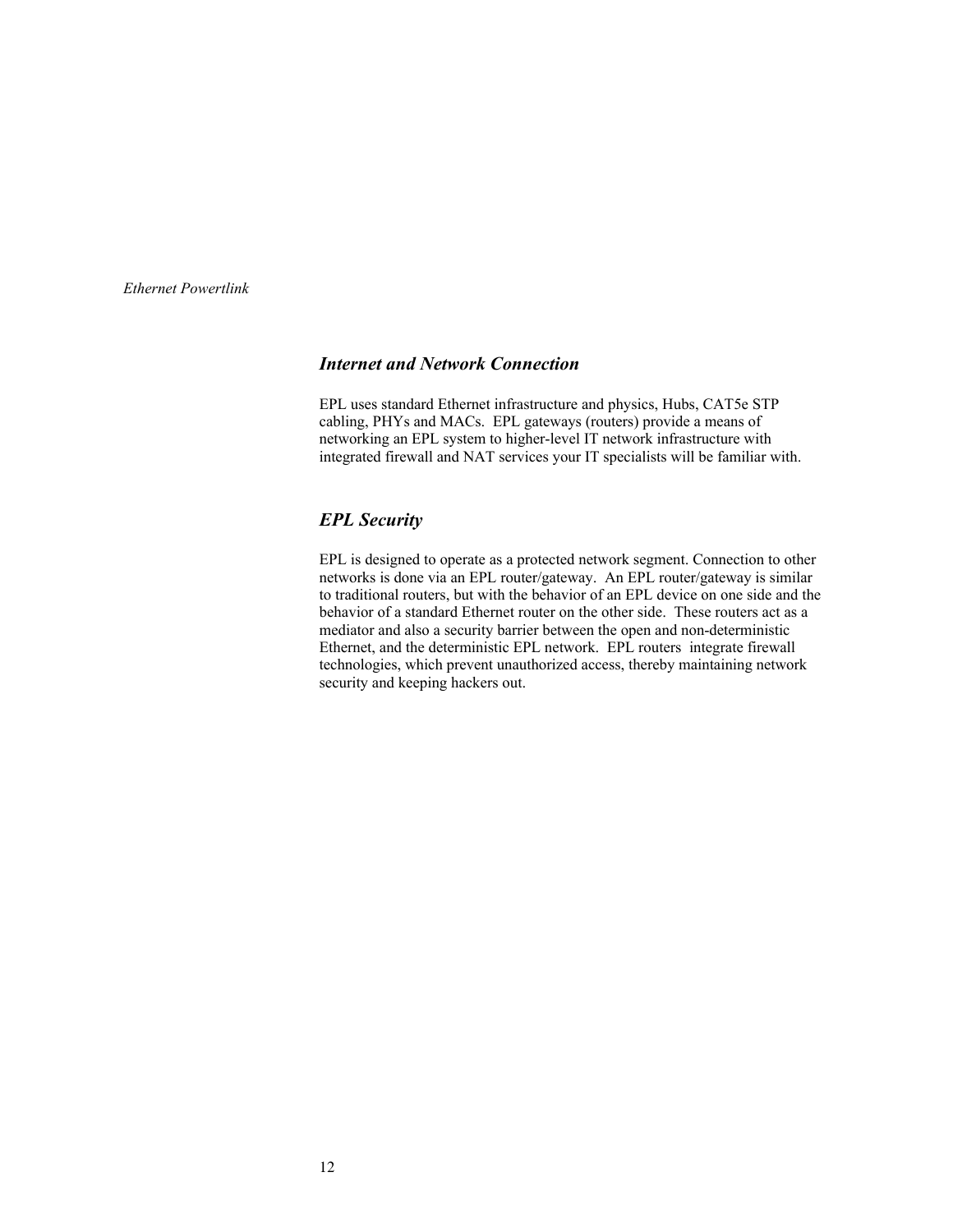### *Internet and Network Connection*

EPL uses standard Ethernet infrastructure and physics, Hubs, CAT5e STP cabling, PHYs and MACs.  EPL gateways (routers) provide a means of networking an EPL system to higher-level IT network infrastructure with integrated firewall and NAT services your IT specialists will be familiar with.

### *EPL Security*

EPL is designed to operate as a protected network segment. Connection to other networks is done via an EPL router/gateway.  An EPL router/gateway is similar to traditional routers, but with the behavior of an EPL device on one side and the behavior of a standard Ethernet router on the other side.  These routers act as a mediator and also a security barrier between the open and non-deterministic Ethernet, and the deterministic EPL network.  EPL routers  integrate firewall technologies, which prevent unauthorized access, thereby maintaining network security and keeping hackers out.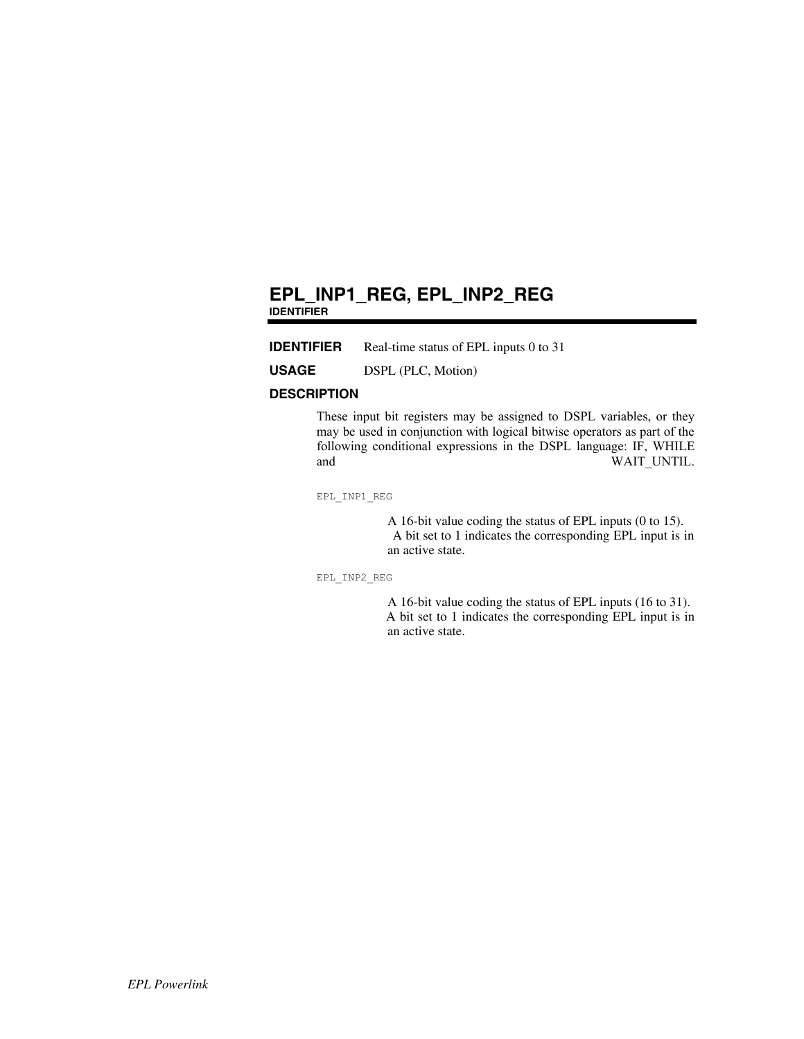# EPL_INP1_REG, EPL_INP2_REG

**IDENTIFIER**

**IDENTIFIER** Real-time status of EPL inputs 0 to 31

**USAGE** DSPL (PLC, Motion)

**DESCRIPTION**

These input bit registers may be assigned to DSPL variables, or they may be used in conjunction with logical bitwise operators as part of the following conditional expressions in the DSPL language: IF, WHILE and WAIT_UNTIL.

`EPL_INP1_REG`

A 16-bit value coding the status of EPL inputs (0 to 15). A bit set to 1 indicates the corresponding EPL input is in an active state.

`EPL_INP2_REG`

A 16-bit value coding the status of EPL inputs (16 to 31). A bit set to 1 indicates the corresponding EPL input is in an active state.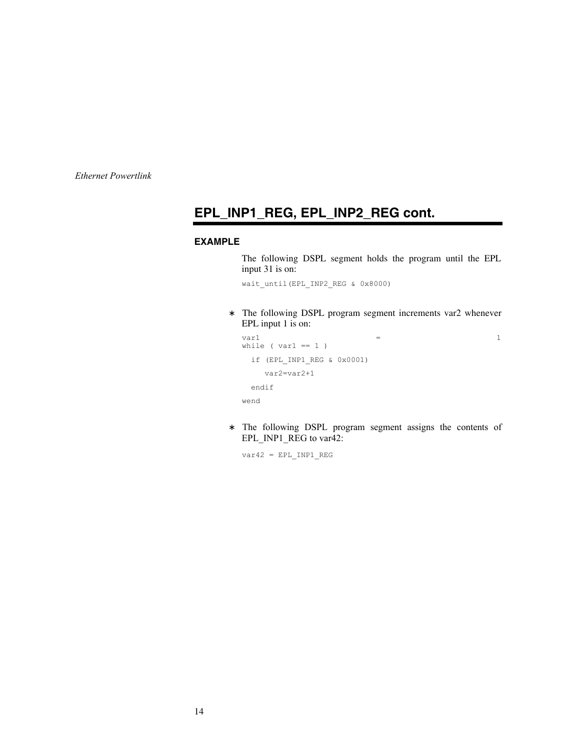## EPL_INP1_REG, EPL_INP2_REG cont.

### EXAMPLE

The following DSPL segment holds the program until the EPL input 31 is on:

```
wait_until(EPL_INP2_REG & 0x8000)
```

- The following DSPL program segment increments var2 whenever EPL input 1 is on:

```
var1 = 1
while ( var1 == 1 )
  if (EPL_INP1_REG & 0x0001)
     var2=var2+1
  endif
wend
```

- The following DSPL program segment assigns the contents of EPL_INP1_REG to var42:

```
var42 = EPL_INP1_REG
```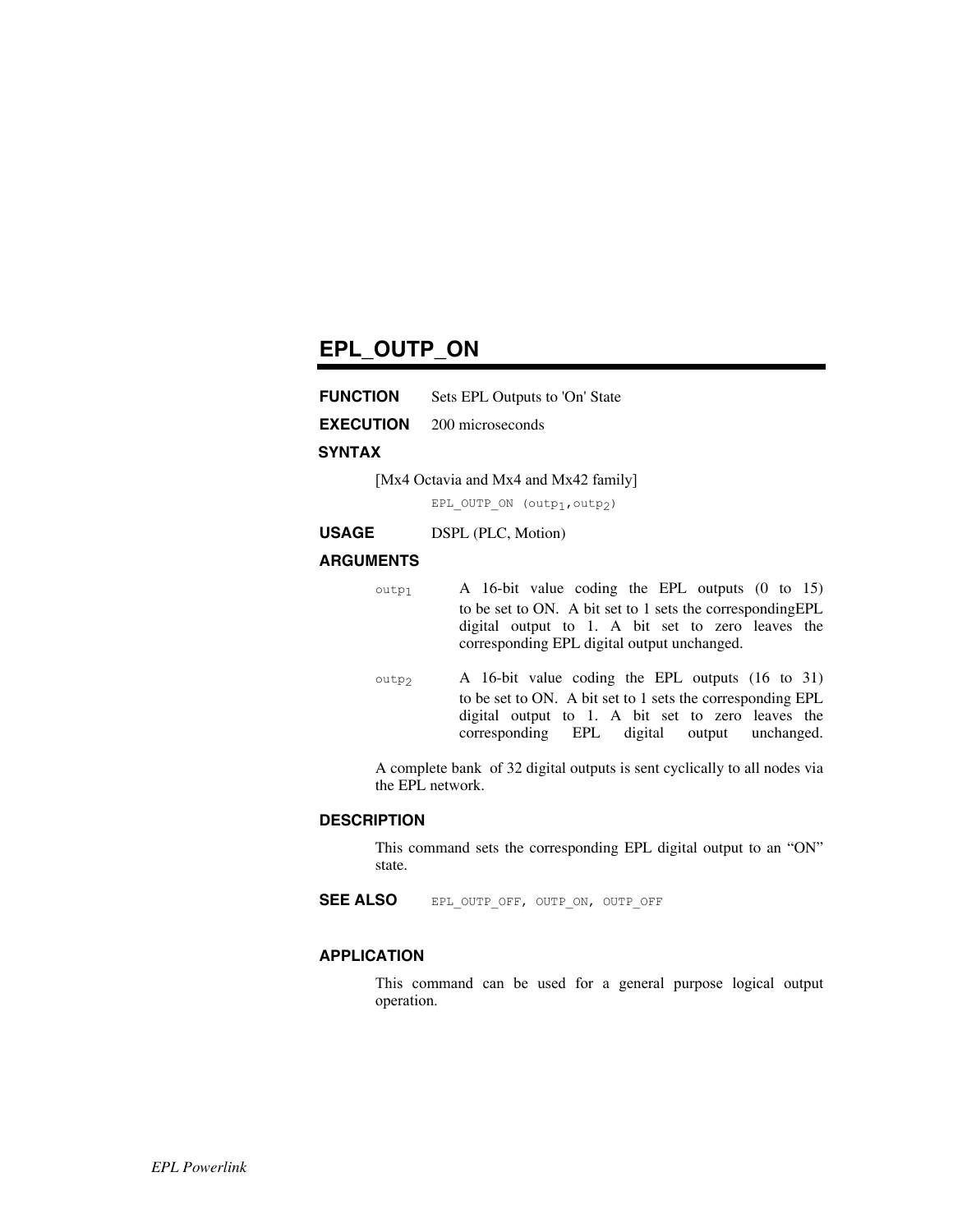## EPL_OUTP_ON

**FUNCTION** Sets EPL Outputs to 'On' State

**EXECUTION** 200 microseconds

**SYNTAX**

[Mx4 Octavia and Mx4 and Mx42 family]

```
EPL_OUTP_ON (outp1,outp2)
```

**USAGE** DSPL (PLC, Motion)

**ARGUMENTS**

$outp_1$ A 16-bit value coding the EPL outputs (0 to 15) to be set to ON. A bit set to 1 sets the correspondingEPL digital output to 1. A bit set to zero leaves the corresponding EPL digital output unchanged.

$outp_2$ A 16-bit value coding the EPL outputs (16 to 31) to be set to ON. A bit set to 1 sets the corresponding EPL digital output to 1. A bit set to zero leaves the corresponding EPL digital output unchanged.

A complete bank of 32 digital outputs is sent cyclically to all nodes via the EPL network.

**DESCRIPTION**

This command sets the corresponding EPL digital output to an "ON" state.

**SEE ALSO** EPL_OUTP_OFF, OUTP_ON, OUTP_OFF

**APPLICATION**

This command can be used for a general purpose logical output operation.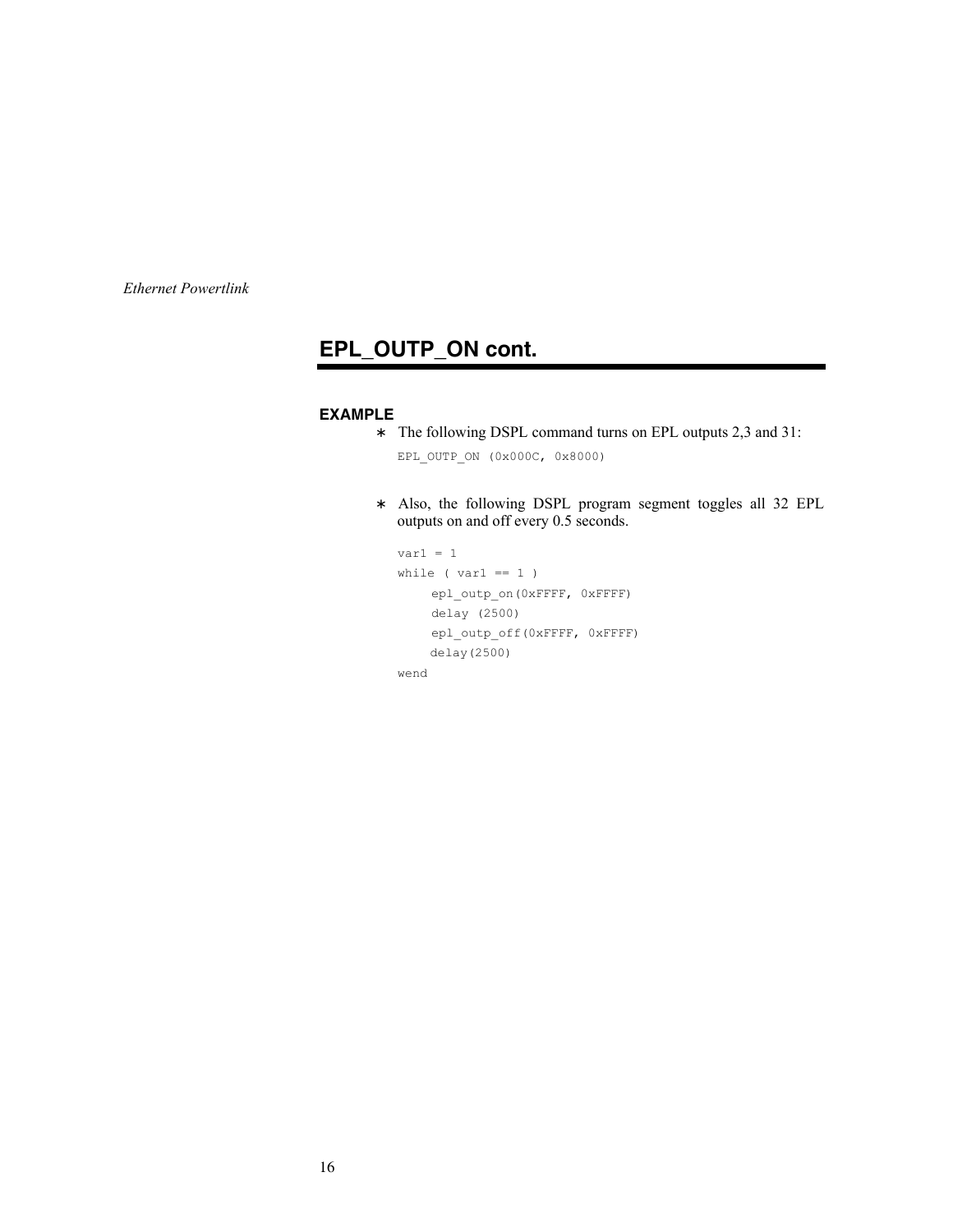## EPL_OUTP_ON cont.

### EXAMPLE

* The following DSPL command turns on EPL outputs 2,3 and 31:

```
EPL_OUTP_ON (0x000C, 0x8000)
```

* Also, the following DSPL program segment toggles all 32 EPL outputs on and off every 0.5 seconds.

```
var1 = 1
while ( var1 == 1 )
     epl_outp_on(0xFFFF, 0xFFFF)
     delay (2500)
     epl_outp_off(0xFFFF, 0xFFFF)
     delay(2500)
wend
```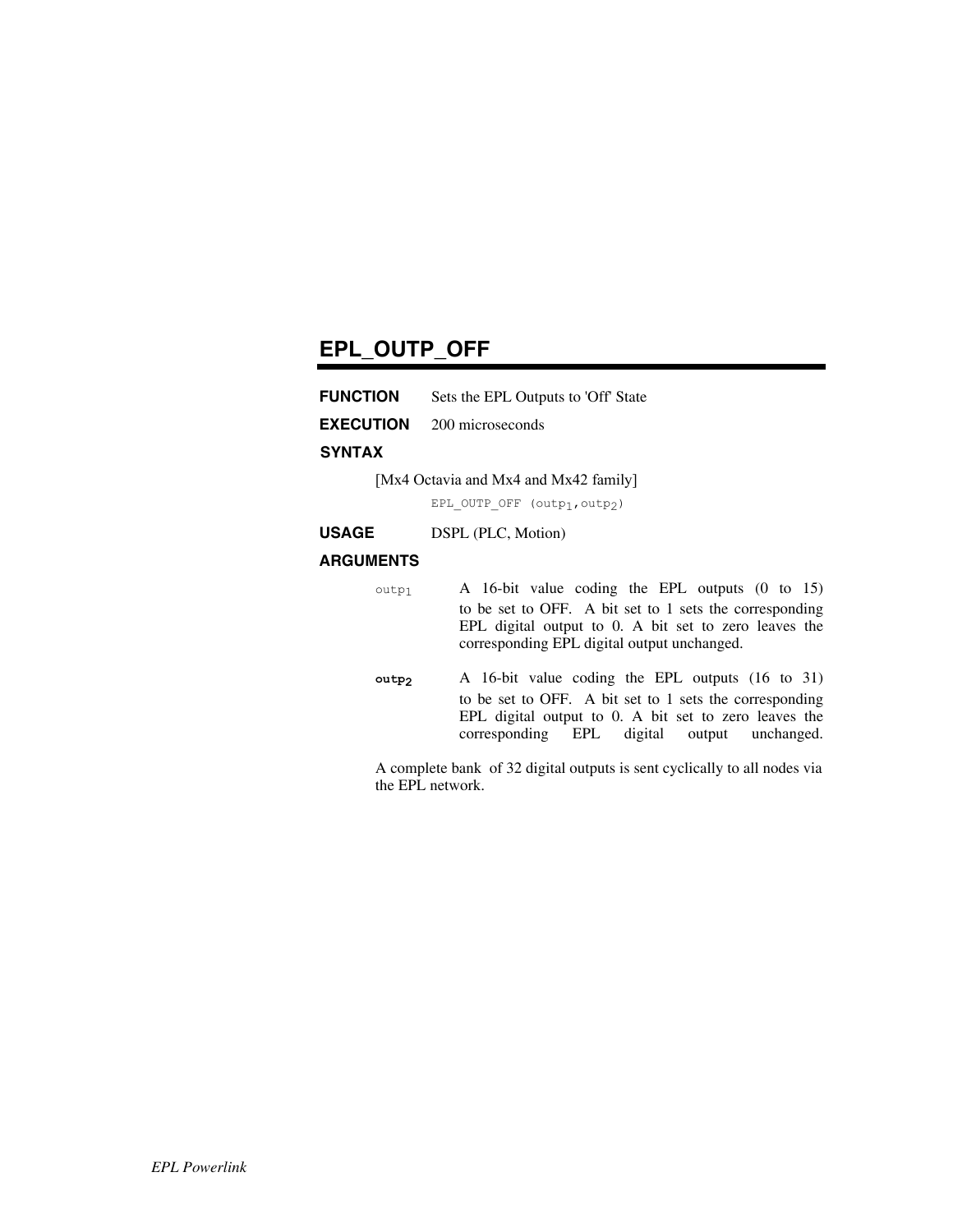## EPL_OUTP_OFF

**FUNCTION** Sets the EPL Outputs to 'Off' State

**EXECUTION** 200 microseconds

**SYNTAX**

[Mx4 Octavia and Mx4 and Mx42 family]

```
EPL_OUTP_OFF (outp1,outp2)
```

**USAGE** DSPL (PLC, Motion)

**ARGUMENTS**

$outp_1$ A 16-bit value coding the EPL outputs (0 to 15) to be set to OFF. A bit set to 1 sets the corresponding EPL digital output to 0. A bit set to zero leaves the corresponding EPL digital output unchanged.

**$outp_2$** A 16-bit value coding the EPL outputs (16 to 31) to be set to OFF. A bit set to 1 sets the corresponding EPL digital output to 0. A bit set to zero leaves the corresponding EPL digital output unchanged.

A complete bank of 32 digital outputs is sent cyclically to all nodes via the EPL network.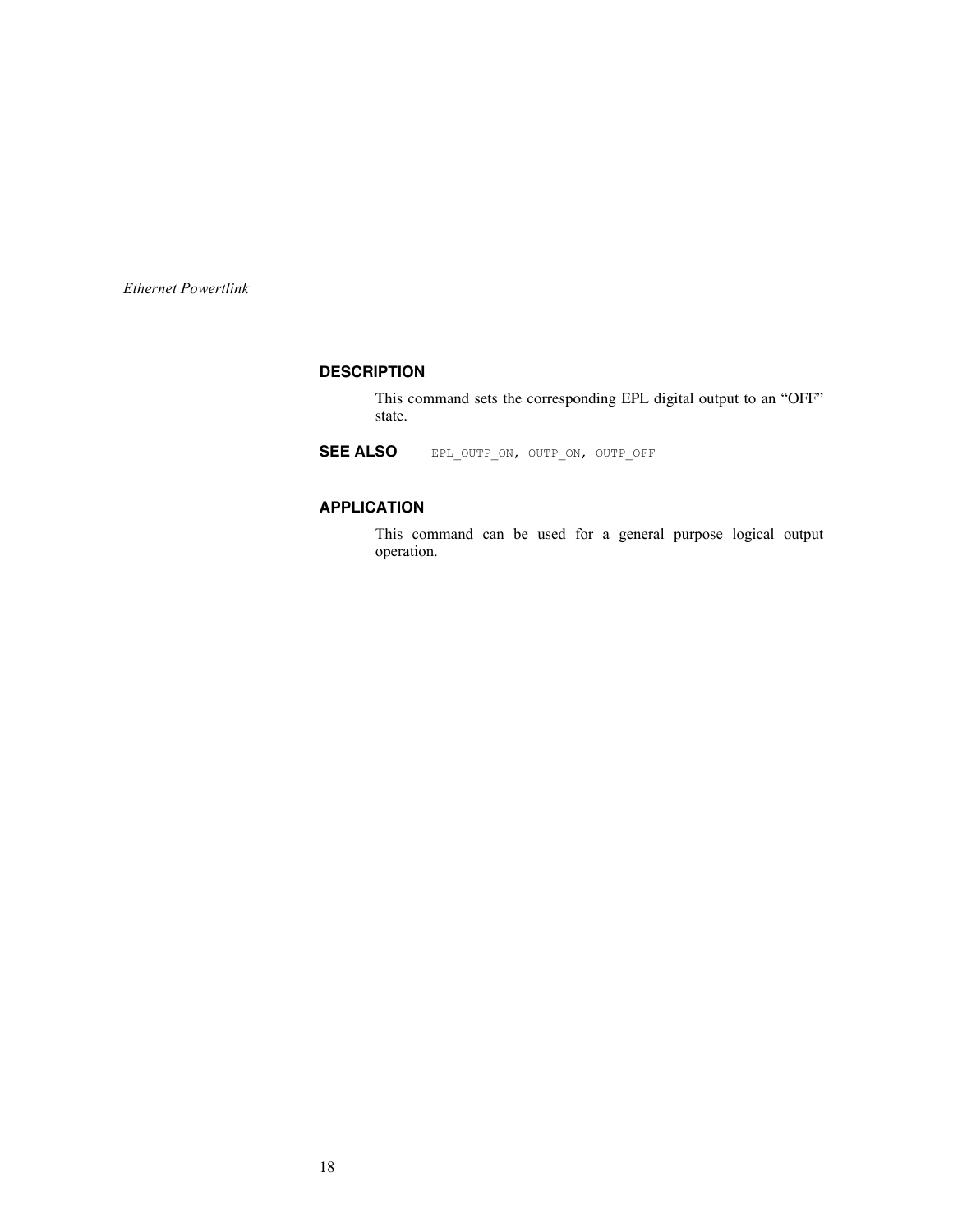### DESCRIPTION

This command sets the corresponding EPL digital output to an "OFF" state.

**SEE ALSO** `EPL_OUTP_ON, OUTP_ON, OUTP_OFF`

### APPLICATION

This command can be used for a general purpose logical output operation.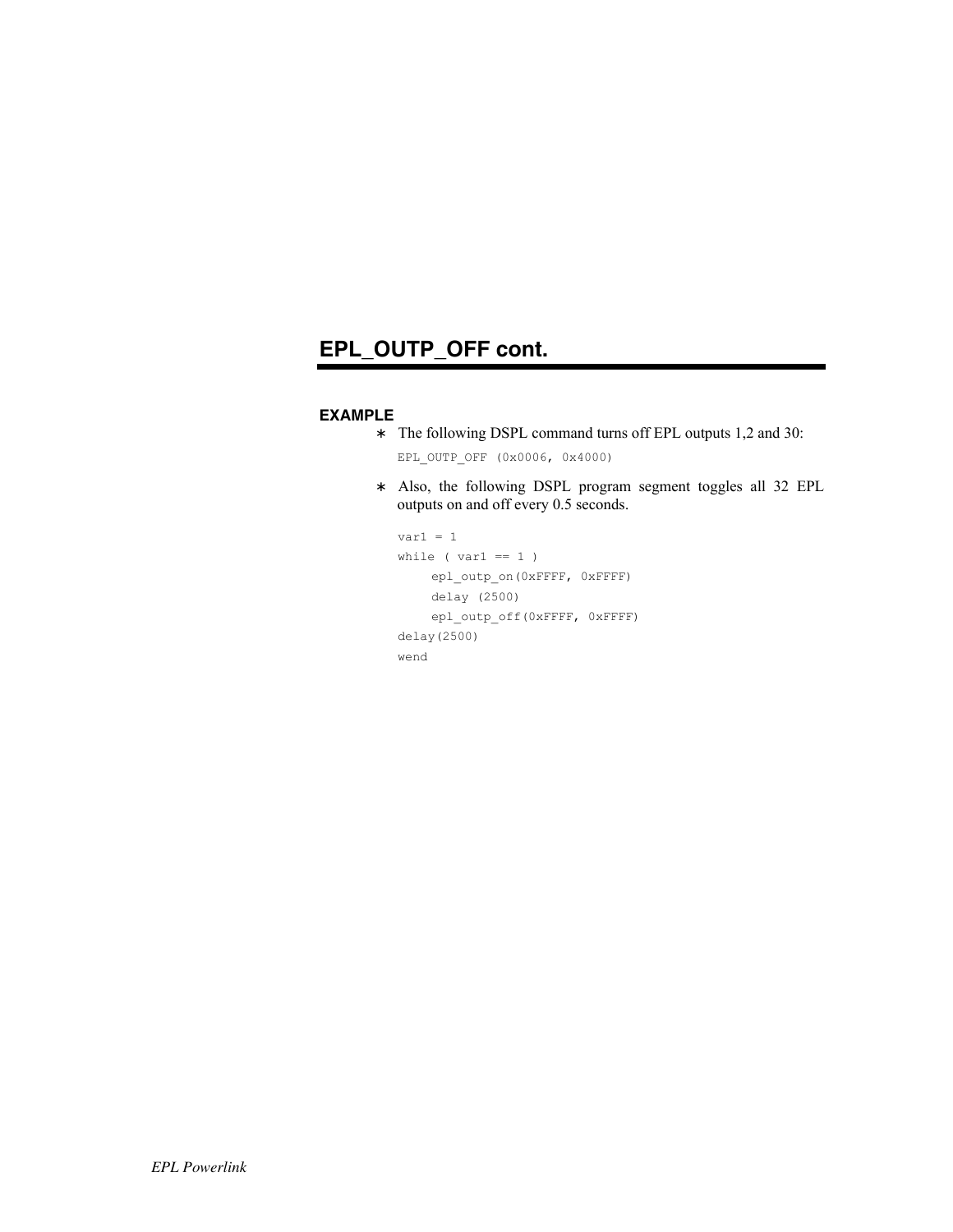## EPL_OUTP_OFF cont.

### EXAMPLE

∗ The following DSPL command turns off EPL outputs 1,2 and 30:

```
EPL_OUTP_OFF (0x0006, 0x4000)
```

∗ Also, the following DSPL program segment toggles all 32 EPL outputs on and off every 0.5 seconds.

```
var1 = 1
while ( var1 == 1 )
     epl_outp_on(0xFFFF, 0xFFFF)
     delay (2500)
     epl_outp_off(0xFFFF, 0xFFFF)
delay(2500)
wend
```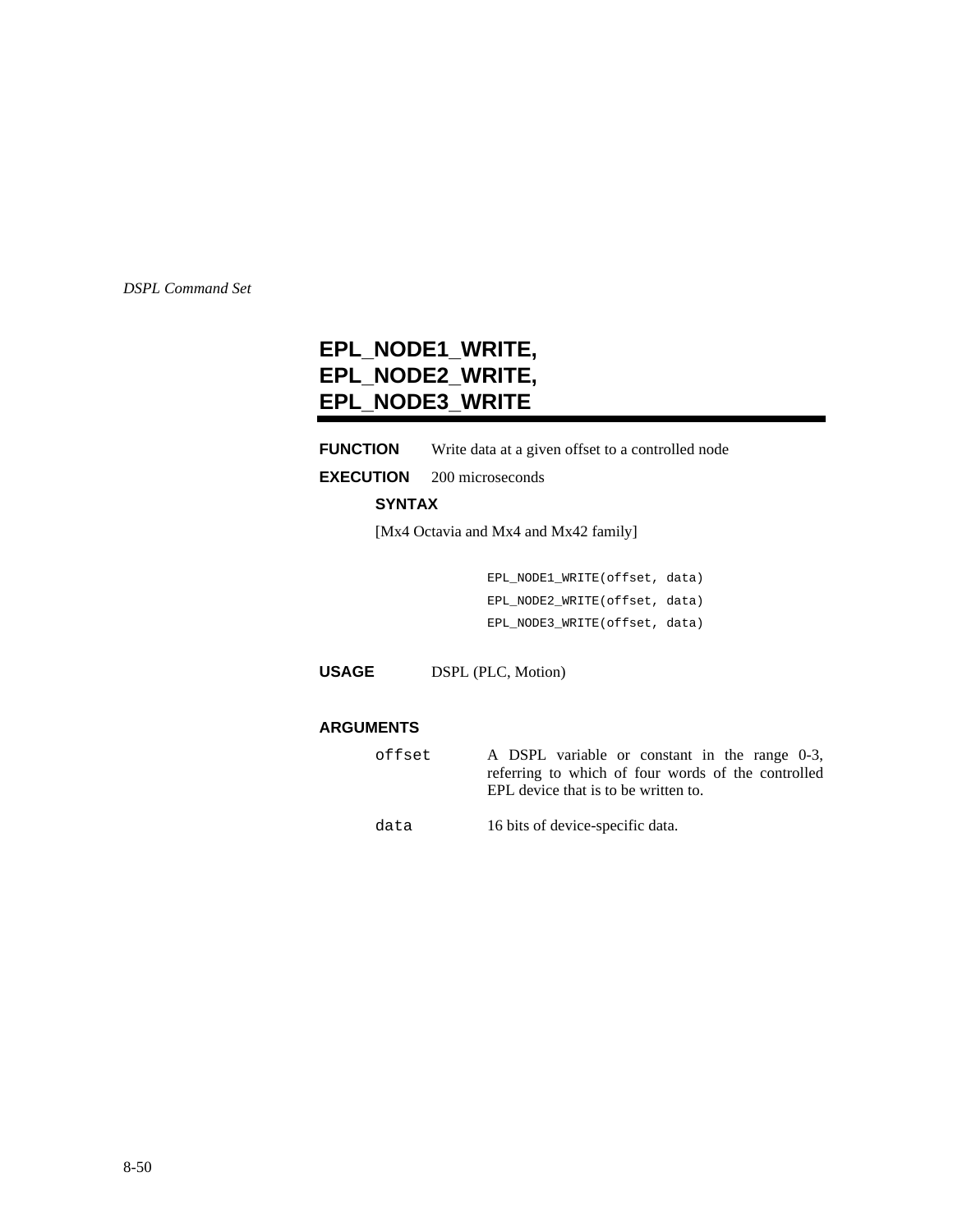## EPL_NODE1_WRITE, EPL_NODE2_WRITE, EPL_NODE3_WRITE

**FUNCTION** Write data at a given offset to a controlled node

**EXECUTION** 200 microseconds

**SYNTAX**

[Mx4 Octavia and Mx4 and Mx42 family]

```
EPL_NODE1_WRITE(offset, data)
EPL_NODE2_WRITE(offset, data)
EPL_NODE3_WRITE(offset, data)
```

**USAGE** DSPL (PLC, Motion)

**ARGUMENTS**

| | |
|---|---|
| `offset` | A DSPL variable or constant in the range 0-3, referring to which of four words of the controlled EPL device that is to be written to. |
| `data` | 16 bits of device-specific data. |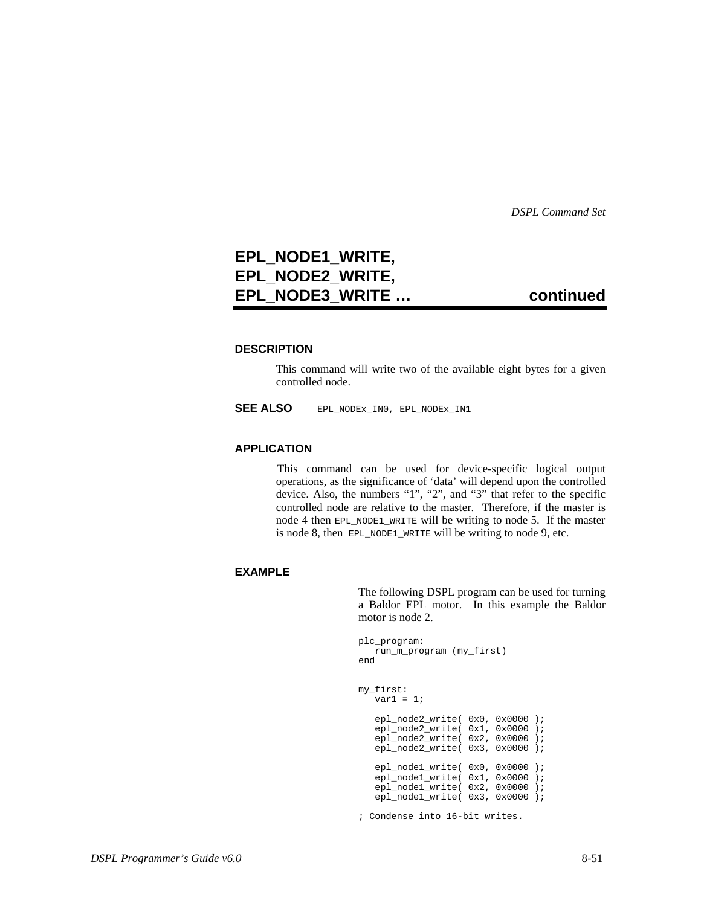## EPL_NODE1_WRITE, EPL_NODE2_WRITE, EPL_NODE3_WRITE … continued

### DESCRIPTION

This command will write two of the available eight bytes for a given controlled node.

**SEE ALSO** `EPL_NODEx_IN0, EPL_NODEx_IN1`

### APPLICATION

This command can be used for device-specific logical output operations, as the significance of 'data' will depend upon the controlled device. Also, the numbers "1", "2", and "3" that refer to the specific controlled node are relative to the master. Therefore, if the master is node 4 then `EPL_NODE1_WRITE` will be writing to node 5. If the master is node 8, then `EPL_NODE1_WRITE` will be writing to node 9, etc.

### EXAMPLE

The following DSPL program can be used for turning a Baldor EPL motor. In this example the Baldor motor is node 2.

```
plc_program:
   run_m_program (my_first)
end


my_first:
   var1 = 1;

   epl_node2_write( 0x0, 0x0000 );
   epl_node2_write( 0x1, 0x0000 );
   epl_node2_write( 0x2, 0x0000 );
   epl_node2_write( 0x3, 0x0000 );

   epl_node1_write( 0x0, 0x0000 );
   epl_node1_write( 0x1, 0x0000 );
   epl_node1_write( 0x2, 0x0000 );
   epl_node1_write( 0x3, 0x0000 );

; Condense into 16-bit writes.
```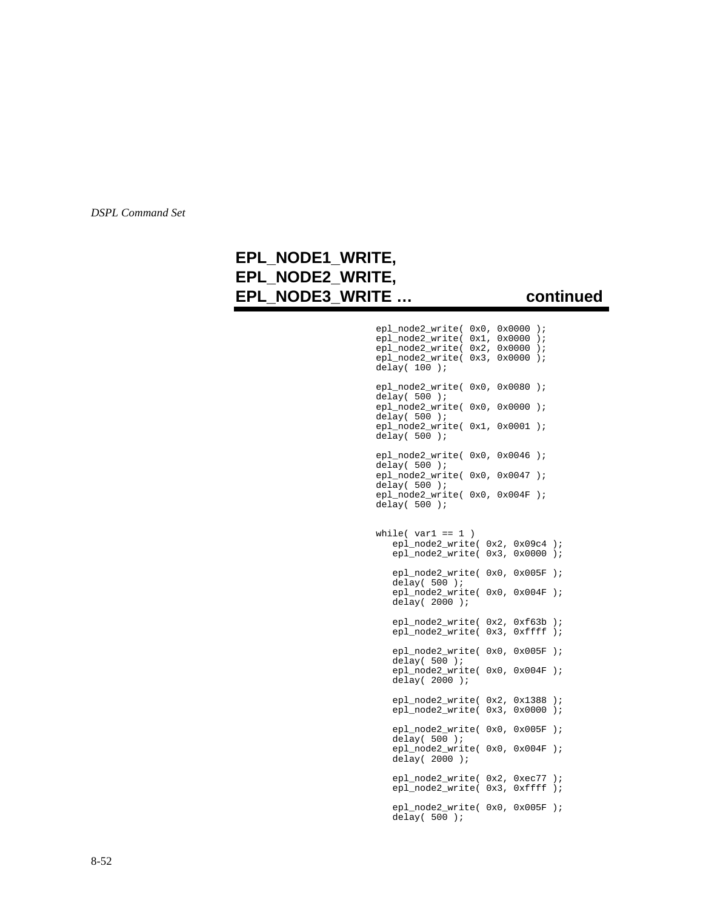## EPL_NODE1_WRITE, EPL_NODE2_WRITE, EPL_NODE3_WRITE … continued

```
epl_node2_write( 0x0, 0x0000 );
epl_node2_write( 0x1, 0x0000 );
epl_node2_write( 0x2, 0x0000 );
epl_node2_write( 0x3, 0x0000 );
delay( 100 );

epl_node2_write( 0x0, 0x0080 );
delay( 500 );
epl_node2_write( 0x0, 0x0000 );
delay( 500 );
epl_node2_write( 0x1, 0x0001 );
delay( 500 );

epl_node2_write( 0x0, 0x0046 );
delay( 500 );
epl_node2_write( 0x0, 0x0047 );
delay( 500 );
epl_node2_write( 0x0, 0x004F );
delay( 500 );


while( var1 == 1 )
   epl_node2_write( 0x2, 0x09c4 );
   epl_node2_write( 0x3, 0x0000 );

   epl_node2_write( 0x0, 0x005F );
   delay( 500 );
   epl_node2_write( 0x0, 0x004F );
   delay( 2000 );

   epl_node2_write( 0x2, 0xf63b );
   epl_node2_write( 0x3, 0xffff );

   epl_node2_write( 0x0, 0x005F );
   delay( 500 );
   epl_node2_write( 0x0, 0x004F );
   delay( 2000 );

   epl_node2_write( 0x2, 0x1388 );
   epl_node2_write( 0x3, 0x0000 );

   epl_node2_write( 0x0, 0x005F );
   delay( 500 );
   epl_node2_write( 0x0, 0x004F );
   delay( 2000 );

   epl_node2_write( 0x2, 0xec77 );
   epl_node2_write( 0x3, 0xffff );

   epl_node2_write( 0x0, 0x005F );
   delay( 500 );
```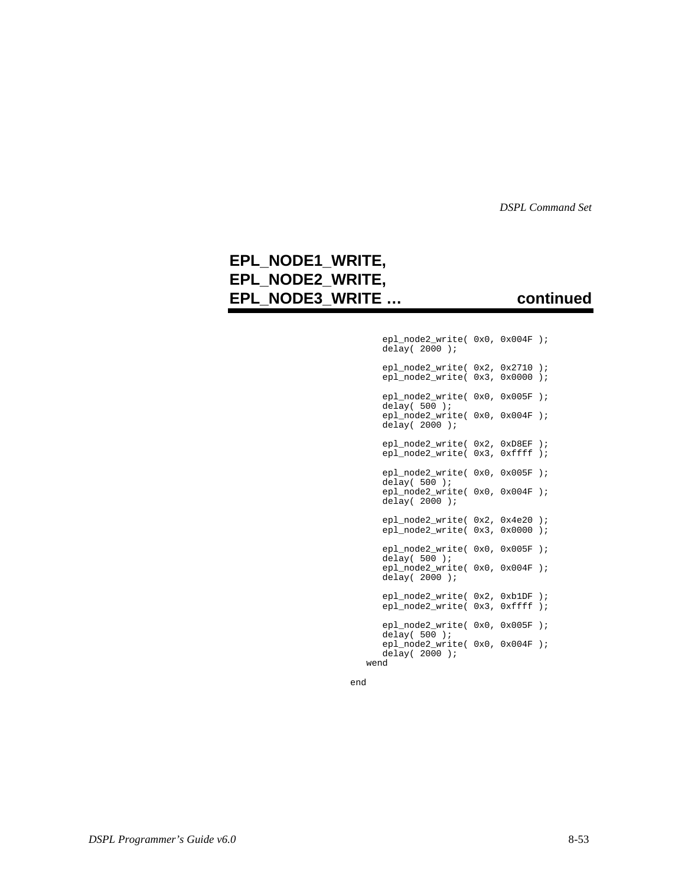## EPL_NODE1_WRITE, EPL_NODE2_WRITE, EPL_NODE3_WRITE … continued

```
      epl_node2_write( 0x0, 0x004F );
      delay( 2000 );

      epl_node2_write( 0x2, 0x2710 );
      epl_node2_write( 0x3, 0x0000 );

      epl_node2_write( 0x0, 0x005F );
      delay( 500 );
      epl_node2_write( 0x0, 0x004F );
      delay( 2000 );

      epl_node2_write( 0x2, 0xD8EF );
      epl_node2_write( 0x3, 0xffff );

      epl_node2_write( 0x0, 0x005F );
      delay( 500 );
      epl_node2_write( 0x0, 0x004F );
      delay( 2000 );

      epl_node2_write( 0x2, 0x4e20 );
      epl_node2_write( 0x3, 0x0000 );

      epl_node2_write( 0x0, 0x005F );
      delay( 500 );
      epl_node2_write( 0x0, 0x004F );
      delay( 2000 );

      epl_node2_write( 0x2, 0xb1DF );
      epl_node2_write( 0x3, 0xffff );

      epl_node2_write( 0x0, 0x005F );
      delay( 500 );
      epl_node2_write( 0x0, 0x004F );
      delay( 2000 );
   wend

end
```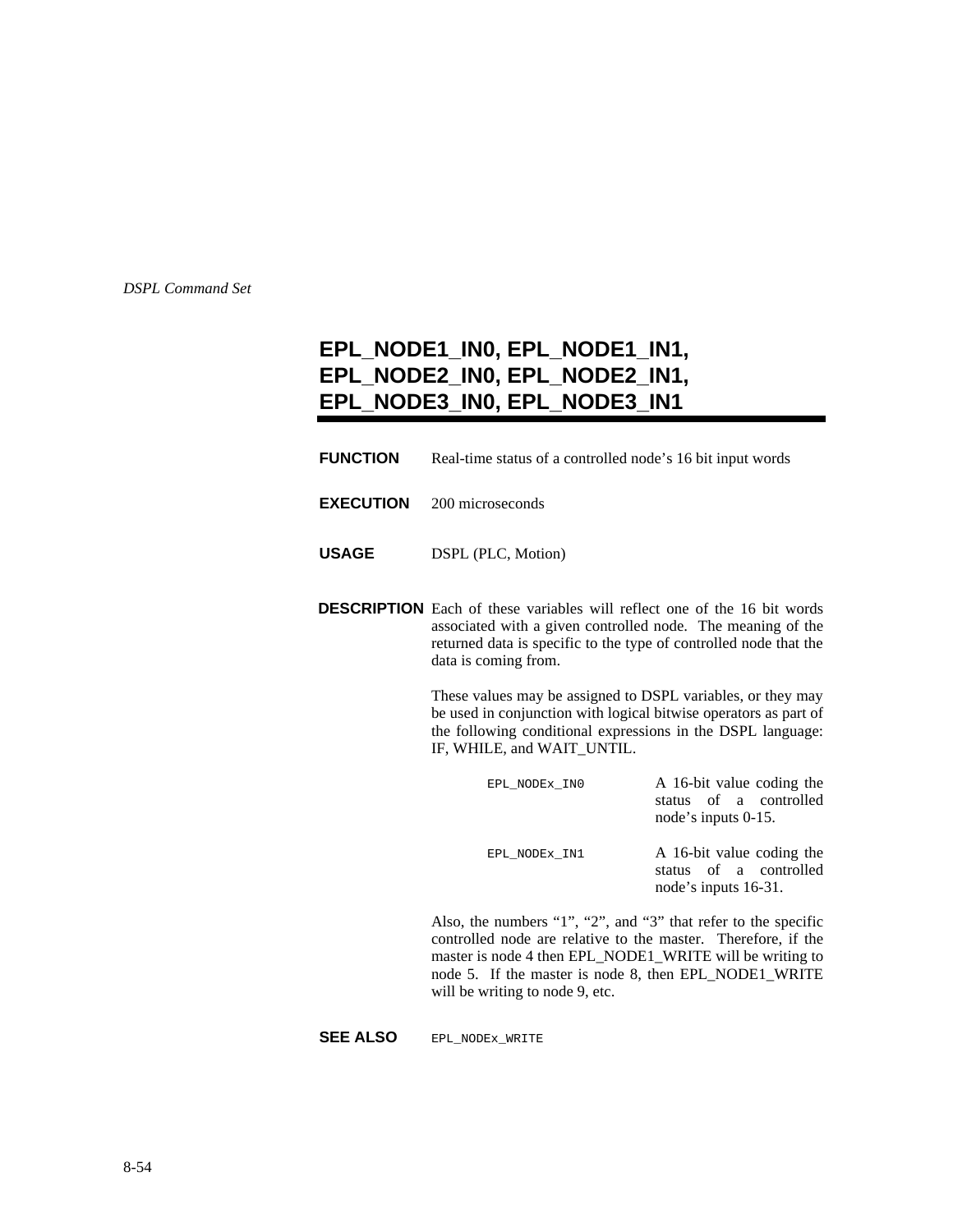## EPL_NODE1_IN0, EPL_NODE1_IN1, EPL_NODE2_IN0, EPL_NODE2_IN1, EPL_NODE3_IN0, EPL_NODE3_IN1

**FUNCTION** Real-time status of a controlled node's 16 bit input words

**EXECUTION** 200 microseconds

**USAGE** DSPL (PLC, Motion)

**DESCRIPTION** Each of these variables will reflect one of the 16 bit words associated with a given controlled node. The meaning of the returned data is specific to the type of controlled node that the data is coming from.

These values may be assigned to DSPL variables, or they may be used in conjunction with logical bitwise operators as part of the following conditional expressions in the DSPL language: IF, WHILE, and WAIT_UNTIL.

| | |
|---|---|
| `EPL_NODEx_IN0` | A 16-bit value coding the status of a controlled node's inputs 0-15. |
| `EPL_NODEx_IN1` | A 16-bit value coding the status of a controlled node's inputs 16-31. |

Also, the numbers "1", "2", and "3" that refer to the specific controlled node are relative to the master. Therefore, if the master is node 4 then EPL_NODE1_WRITE will be writing to node 5. If the master is node 8, then EPL_NODE1_WRITE will be writing to node 9, etc.

**SEE ALSO** `EPL_NODEx_WRITE`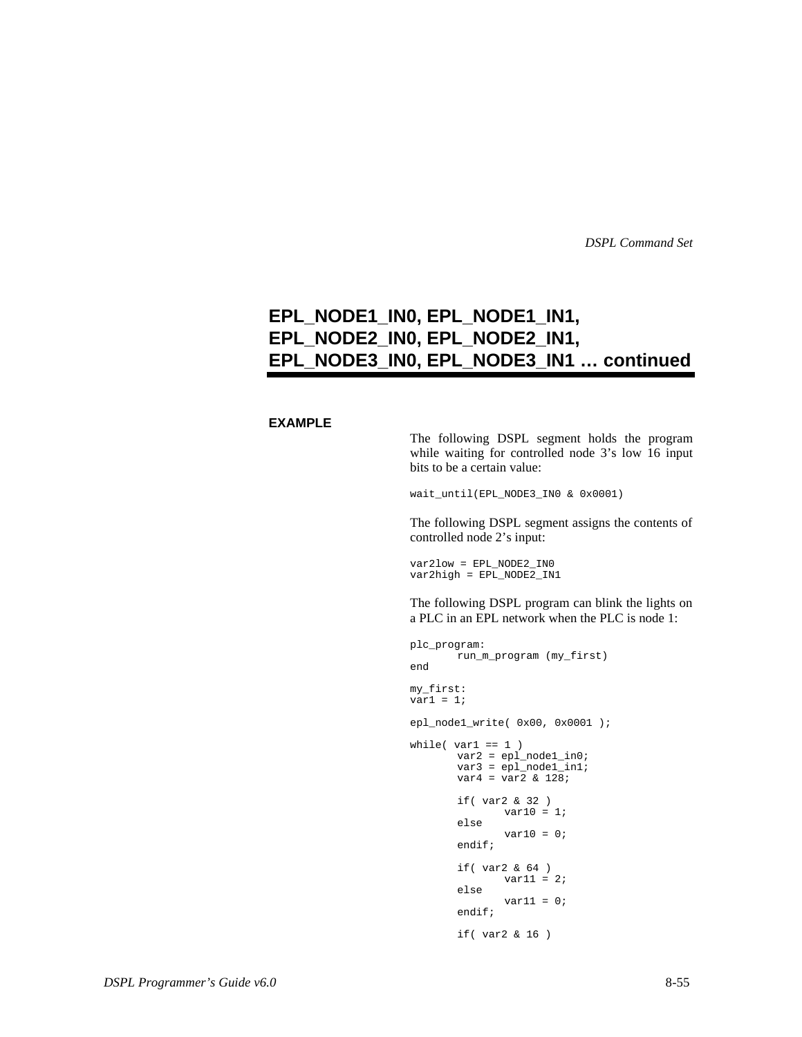## EPL_NODE1_IN0, EPL_NODE1_IN1, EPL_NODE2_IN0, EPL_NODE2_IN1, EPL_NODE3_IN0, EPL_NODE3_IN1 … continued

**EXAMPLE**

The following DSPL segment holds the program while waiting for controlled node 3's low 16 input bits to be a certain value:

```
wait_until(EPL_NODE3_IN0 & 0x0001)
```

The following DSPL segment assigns the contents of controlled node 2's input:

```
var2low = EPL_NODE2_IN0
var2high = EPL_NODE2_IN1
```

The following DSPL program can blink the lights on a PLC in an EPL network when the PLC is node 1:

```
plc_program:
        run_m_program (my_first)
end

my_first:
var1 = 1;

epl_node1_write( 0x00, 0x0001 );

while( var1 == 1 )
        var2 = epl_node1_in0;
        var3 = epl_node1_in1;
        var4 = var2 & 128;

        if( var2 & 32 )
                var10 = 1;
        else
                var10 = 0;
        endif;

        if( var2 & 64 )
                var11 = 2;
        else
                var11 = 0;
        endif;

        if( var2 & 16 )
```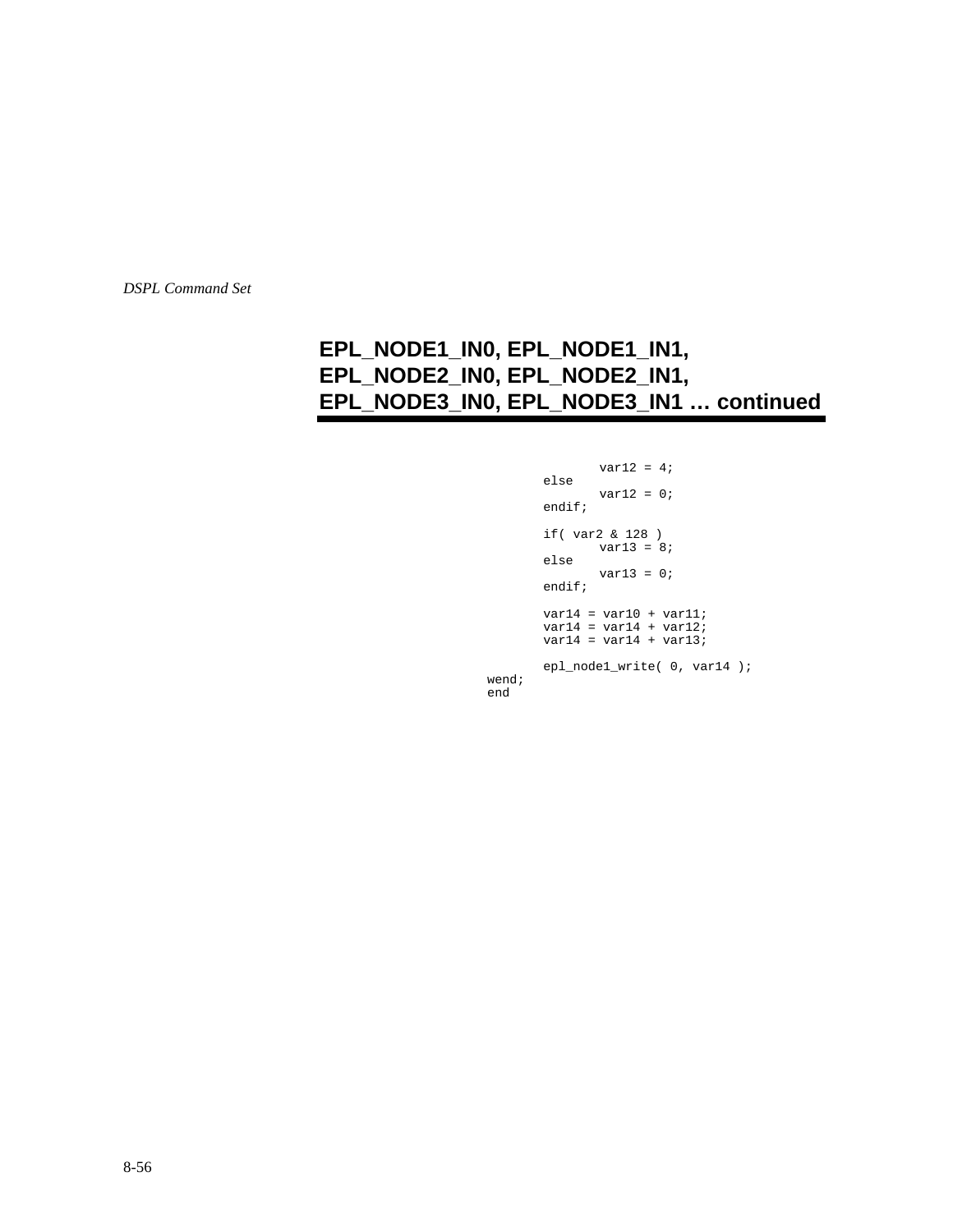## EPL_NODE1_IN0, EPL_NODE1_IN1, EPL_NODE2_IN0, EPL_NODE2_IN1, EPL_NODE3_IN0, EPL_NODE3_IN1 … continued

```
                var12 = 4;
        else
                var12 = 0;
        endif;

        if( var2 & 128 )
                var13 = 8;
        else
                var13 = 0;
        endif;

        var14 = var10 + var11;
        var14 = var14 + var12;
        var14 = var14 + var13;

        epl_node1_write( 0, var14 );
wend;
end
```